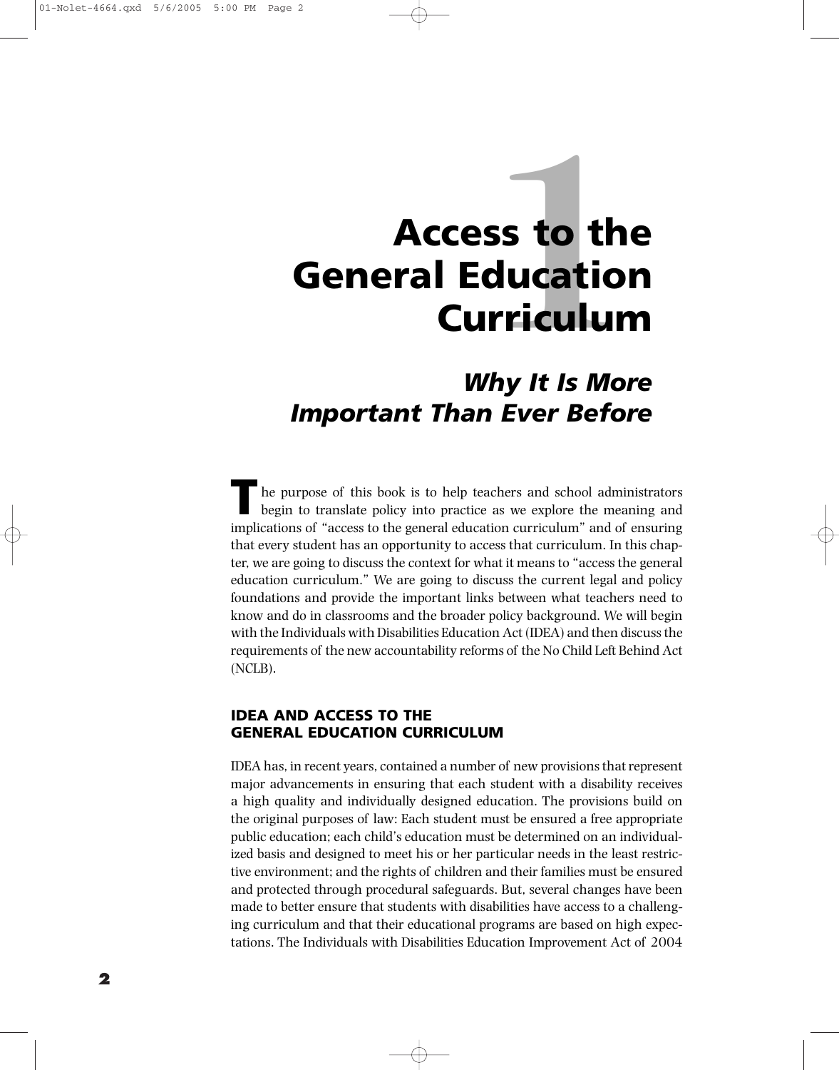# 1 Access to the General Education Curriculum

## *Why It Is More Important Than Ever Before*

The purpose of this book is to help teachers and school administrators begin to translate policy into practice as we explore the meaning and implications of "access to the general education curriculum" and of ensuring that every student has an opportunity to access that curriculum. In this chapter, we are going to discuss the context for what it means to "access the general education curriculum." We are going to discuss the current legal and policy foundations and provide the important links between what teachers need to know and do in classrooms and the broader policy background. We will begin with the Individuals with Disabilities Education Act (IDEA) and then discuss the requirements of the new accountability reforms of the No Child Left Behind Act (NCLB).

### IDEA AND ACCESS TO THE GENERAL EDUCATION CURRICULUM

IDEA has, in recent years, contained a number of new provisions that represent major advancements in ensuring that each student with a disability receives a high quality and individually designed education. The provisions build on the original purposes of law: Each student must be ensured a free appropriate public education; each child's education must be determined on an individualized basis and designed to meet his or her particular needs in the least restrictive environment; and the rights of children and their families must be ensured and protected through procedural safeguards. But, several changes have been made to better ensure that students with disabilities have access to a challenging curriculum and that their educational programs are based on high expectations. The Individuals with Disabilities Education Improvement Act of 2004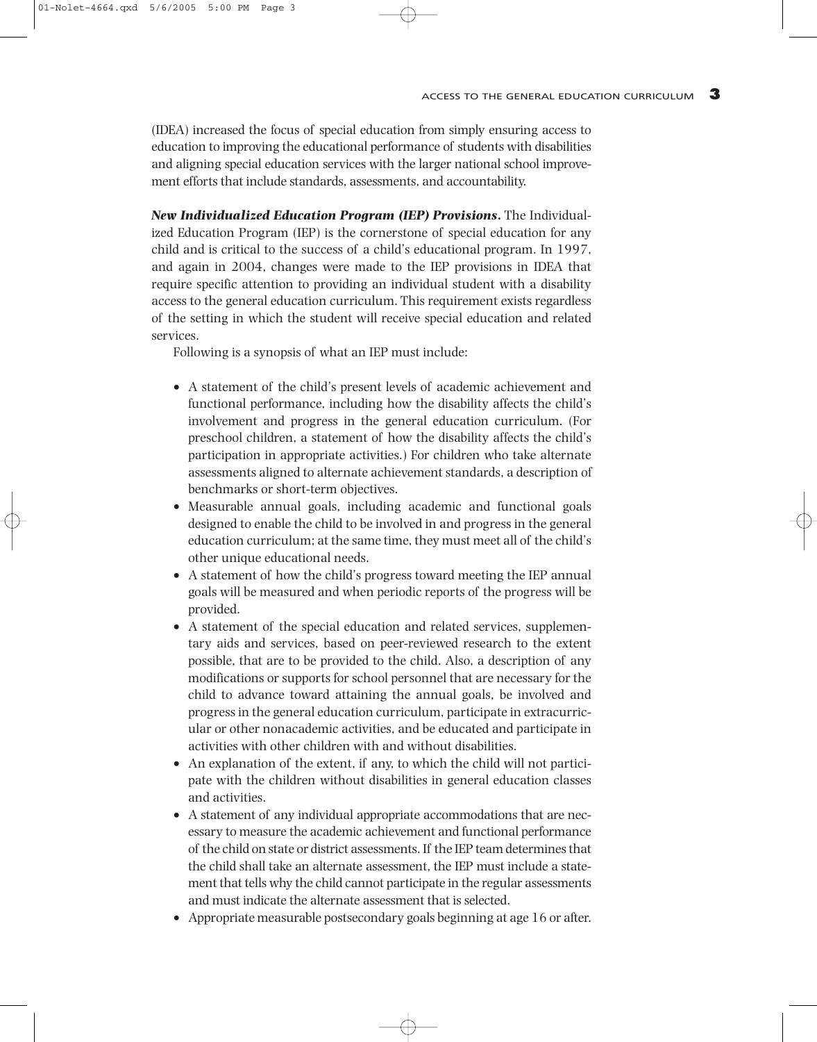(IDEA) increased the focus of special education from simply ensuring access to education to improving the educational performance of students with disabilities and aligning special education services with the larger national school improvement efforts that include standards, assessments, and accountability.

***New Individualized Education Program (IEP) Provisions.*** The Individualized Education Program (IEP) is the cornerstone of special education for any child and is critical to the success of a child's educational program. In 1997, and again in 2004, changes were made to the IEP provisions in IDEA that require specific attention to providing an individual student with a disability access to the general education curriculum. This requirement exists regardless of the setting in which the student will receive special education and related services.

Following is a synopsis of what an IEP must include:

- A statement of the child's present levels of academic achievement and functional performance, including how the disability affects the child's involvement and progress in the general education curriculum. (For preschool children, a statement of how the disability affects the child's participation in appropriate activities.) For children who take alternate assessments aligned to alternate achievement standards, a description of benchmarks or short-term objectives.
- Measurable annual goals, including academic and functional goals designed to enable the child to be involved in and progress in the general education curriculum; at the same time, they must meet all of the child's other unique educational needs.
- A statement of how the child's progress toward meeting the IEP annual goals will be measured and when periodic reports of the progress will be provided.
- A statement of the special education and related services, supplementary aids and services, based on peer-reviewed research to the extent possible, that are to be provided to the child. Also, a description of any modifications or supports for school personnel that are necessary for the child to advance toward attaining the annual goals, be involved and progress in the general education curriculum, participate in extracurricular or other nonacademic activities, and be educated and participate in activities with other children with and without disabilities.
- An explanation of the extent, if any, to which the child will not participate with the children without disabilities in general education classes and activities.
- A statement of any individual appropriate accommodations that are necessary to measure the academic achievement and functional performance of the child on state or district assessments. If the IEP team determines that the child shall take an alternate assessment, the IEP must include a statement that tells why the child cannot participate in the regular assessments and must indicate the alternate assessment that is selected.
- Appropriate measurable postsecondary goals beginning at age 16 or after.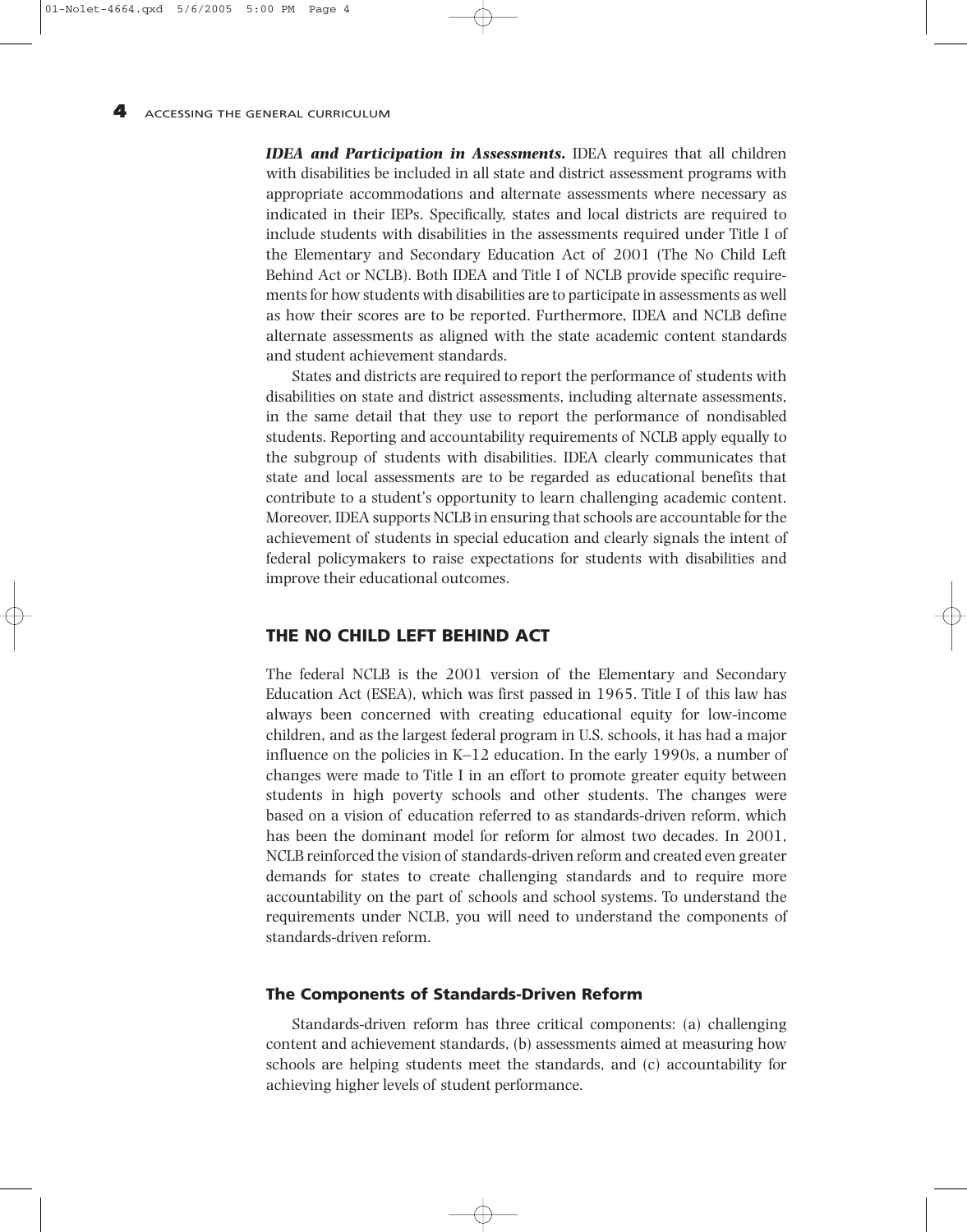***IDEA and Participation in Assessments.*** IDEA requires that all children with disabilities be included in all state and district assessment programs with appropriate accommodations and alternate assessments where necessary as indicated in their IEPs. Specifically, states and local districts are required to include students with disabilities in the assessments required under Title I of the Elementary and Secondary Education Act of 2001 (The No Child Left Behind Act or NCLB). Both IDEA and Title I of NCLB provide specific requirements for how students with disabilities are to participate in assessments as well as how their scores are to be reported. Furthermore, IDEA and NCLB define alternate assessments as aligned with the state academic content standards and student achievement standards.

States and districts are required to report the performance of students with disabilities on state and district assessments, including alternate assessments, in the same detail that they use to report the performance of nondisabled students. Reporting and accountability requirements of NCLB apply equally to the subgroup of students with disabilities. IDEA clearly communicates that state and local assessments are to be regarded as educational benefits that contribute to a student's opportunity to learn challenging academic content. Moreover, IDEA supports NCLB in ensuring that schools are accountable for the achievement of students in special education and clearly signals the intent of federal policymakers to raise expectations for students with disabilities and improve their educational outcomes.

## THE NO CHILD LEFT BEHIND ACT

The federal NCLB is the 2001 version of the Elementary and Secondary Education Act (ESEA), which was first passed in 1965. Title I of this law has always been concerned with creating educational equity for low-income children, and as the largest federal program in U.S. schools, it has had a major influence on the policies in K–12 education. In the early 1990s, a number of changes were made to Title I in an effort to promote greater equity between students in high poverty schools and other students. The changes were based on a vision of education referred to as standards-driven reform, which has been the dominant model for reform for almost two decades. In 2001, NCLB reinforced the vision of standards-driven reform and created even greater demands for states to create challenging standards and to require more accountability on the part of schools and school systems. To understand the requirements under NCLB, you will need to understand the components of standards-driven reform.

### The Components of Standards-Driven Reform

Standards-driven reform has three critical components: (a) challenging content and achievement standards, (b) assessments aimed at measuring how schools are helping students meet the standards, and (c) accountability for achieving higher levels of student performance.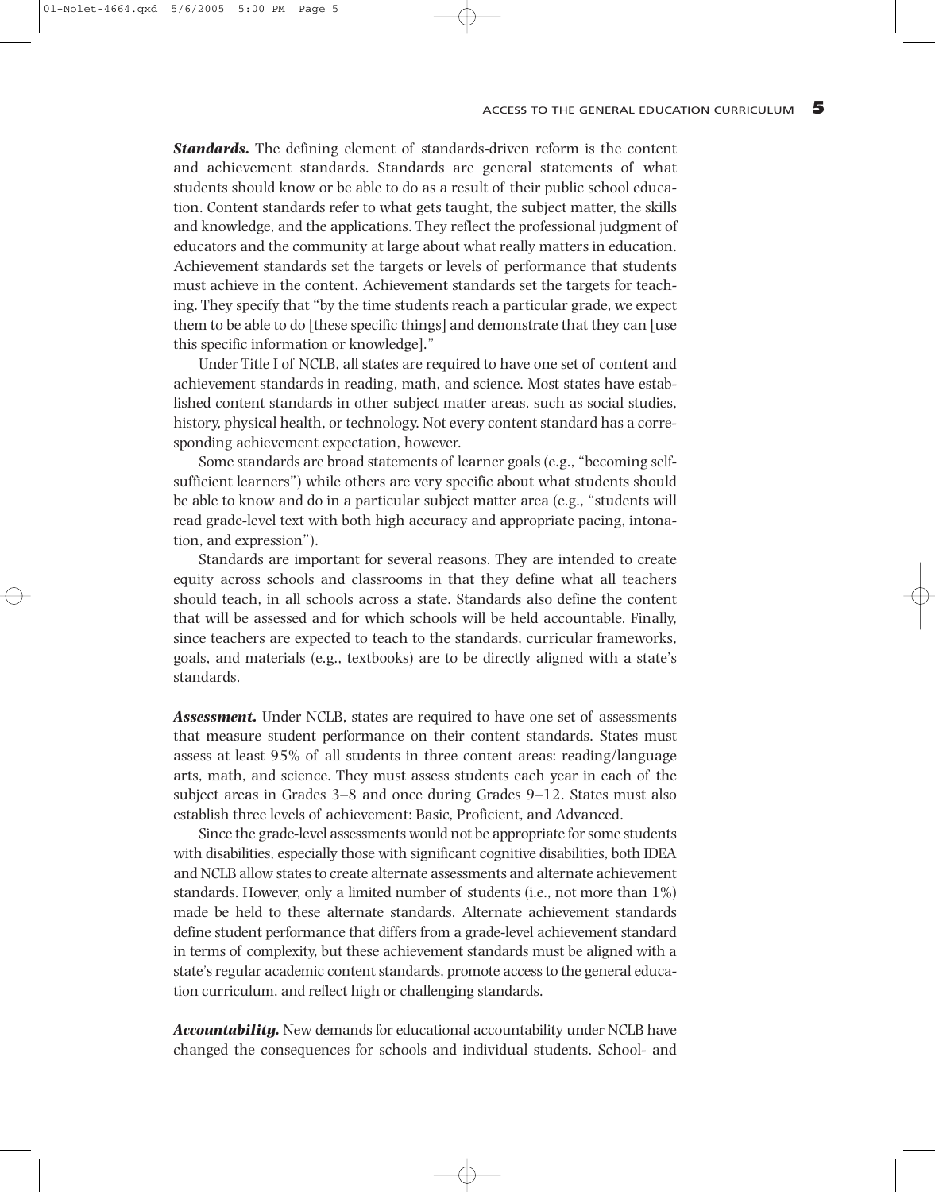***Standards.*** The defining element of standards-driven reform is the content and achievement standards. Standards are general statements of what students should know or be able to do as a result of their public school education. Content standards refer to what gets taught, the subject matter, the skills and knowledge, and the applications. They reflect the professional judgment of educators and the community at large about what really matters in education. Achievement standards set the targets or levels of performance that students must achieve in the content. Achievement standards set the targets for teaching. They specify that "by the time students reach a particular grade, we expect them to be able to do [these specific things] and demonstrate that they can [use this specific information or knowledge]."

Under Title I of NCLB, all states are required to have one set of content and achievement standards in reading, math, and science. Most states have established content standards in other subject matter areas, such as social studies, history, physical health, or technology. Not every content standard has a corresponding achievement expectation, however.

Some standards are broad statements of learner goals (e.g., "becoming self-sufficient learners") while others are very specific about what students should be able to know and do in a particular subject matter area (e.g., "students will read grade-level text with both high accuracy and appropriate pacing, intonation, and expression").

Standards are important for several reasons. They are intended to create equity across schools and classrooms in that they define what all teachers should teach, in all schools across a state. Standards also define the content that will be assessed and for which schools will be held accountable. Finally, since teachers are expected to teach to the standards, curricular frameworks, goals, and materials (e.g., textbooks) are to be directly aligned with a state's standards.

***Assessment.*** Under NCLB, states are required to have one set of assessments that measure student performance on their content standards. States must assess at least 95% of all students in three content areas: reading/language arts, math, and science. They must assess students each year in each of the subject areas in Grades 3–8 and once during Grades 9–12. States must also establish three levels of achievement: Basic, Proficient, and Advanced.

Since the grade-level assessments would not be appropriate for some students with disabilities, especially those with significant cognitive disabilities, both IDEA and NCLB allow states to create alternate assessments and alternate achievement standards. However, only a limited number of students (i.e., not more than 1%) made be held to these alternate standards. Alternate achievement standards define student performance that differs from a grade-level achievement standard in terms of complexity, but these achievement standards must be aligned with a state's regular academic content standards, promote access to the general education curriculum, and reflect high or challenging standards.

***Accountability.*** New demands for educational accountability under NCLB have changed the consequences for schools and individual students. School- and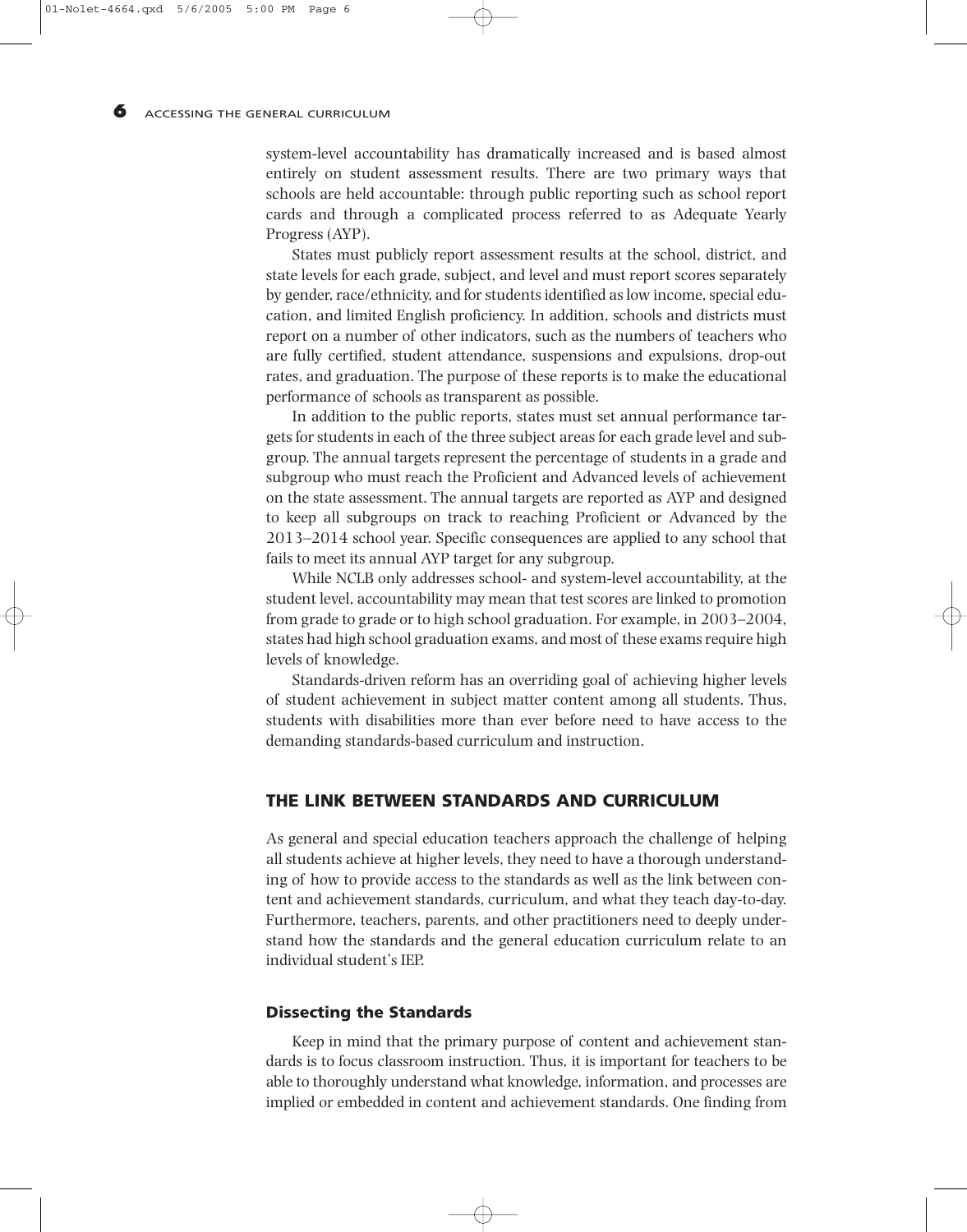system-level accountability has dramatically increased and is based almost entirely on student assessment results. There are two primary ways that schools are held accountable: through public reporting such as school report cards and through a complicated process referred to as Adequate Yearly Progress (AYP).

States must publicly report assessment results at the school, district, and state levels for each grade, subject, and level and must report scores separately by gender, race/ethnicity, and for students identified as low income, special education, and limited English proficiency. In addition, schools and districts must report on a number of other indicators, such as the numbers of teachers who are fully certified, student attendance, suspensions and expulsions, drop-out rates, and graduation. The purpose of these reports is to make the educational performance of schools as transparent as possible.

In addition to the public reports, states must set annual performance targets for students in each of the three subject areas for each grade level and subgroup. The annual targets represent the percentage of students in a grade and subgroup who must reach the Proficient and Advanced levels of achievement on the state assessment. The annual targets are reported as AYP and designed to keep all subgroups on track to reaching Proficient or Advanced by the 2013–2014 school year. Specific consequences are applied to any school that fails to meet its annual AYP target for any subgroup.

While NCLB only addresses school- and system-level accountability, at the student level, accountability may mean that test scores are linked to promotion from grade to grade or to high school graduation. For example, in 2003–2004, states had high school graduation exams, and most of these exams require high levels of knowledge.

Standards-driven reform has an overriding goal of achieving higher levels of student achievement in subject matter content among all students. Thus, students with disabilities more than ever before need to have access to the demanding standards-based curriculum and instruction.

## THE LINK BETWEEN STANDARDS AND CURRICULUM

As general and special education teachers approach the challenge of helping all students achieve at higher levels, they need to have a thorough understanding of how to provide access to the standards as well as the link between content and achievement standards, curriculum, and what they teach day-to-day. Furthermore, teachers, parents, and other practitioners need to deeply understand how the standards and the general education curriculum relate to an individual student's IEP.

### Dissecting the Standards

Keep in mind that the primary purpose of content and achievement standards is to focus classroom instruction. Thus, it is important for teachers to be able to thoroughly understand what knowledge, information, and processes are implied or embedded in content and achievement standards. One finding from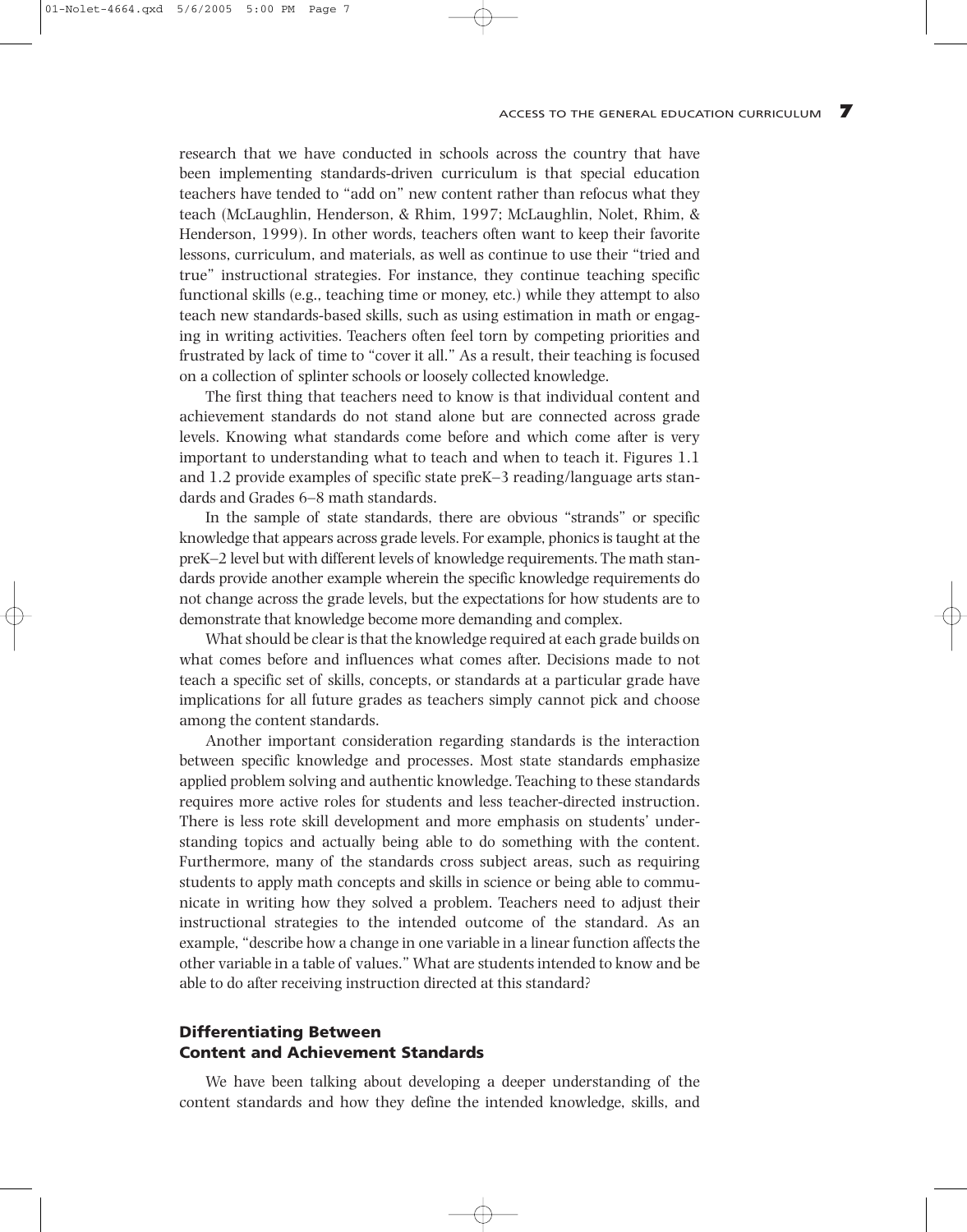research that we have conducted in schools across the country that have been implementing standards-driven curriculum is that special education teachers have tended to "add on" new content rather than refocus what they teach (McLaughlin, Henderson, & Rhim, 1997; McLaughlin, Nolet, Rhim, & Henderson, 1999). In other words, teachers often want to keep their favorite lessons, curriculum, and materials, as well as continue to use their "tried and true" instructional strategies. For instance, they continue teaching specific functional skills (e.g., teaching time or money, etc.) while they attempt to also teach new standards-based skills, such as using estimation in math or engaging in writing activities. Teachers often feel torn by competing priorities and frustrated by lack of time to "cover it all." As a result, their teaching is focused on a collection of splinter schools or loosely collected knowledge.

The first thing that teachers need to know is that individual content and achievement standards do not stand alone but are connected across grade levels. Knowing what standards come before and which come after is very important to understanding what to teach and when to teach it. Figures 1.1 and 1.2 provide examples of specific state preK–3 reading/language arts standards and Grades 6–8 math standards.

In the sample of state standards, there are obvious "strands" or specific knowledge that appears across grade levels. For example, phonics is taught at the preK–2 level but with different levels of knowledge requirements. The math standards provide another example wherein the specific knowledge requirements do not change across the grade levels, but the expectations for how students are to demonstrate that knowledge become more demanding and complex.

What should be clear is that the knowledge required at each grade builds on what comes before and influences what comes after. Decisions made to not teach a specific set of skills, concepts, or standards at a particular grade have implications for all future grades as teachers simply cannot pick and choose among the content standards.

Another important consideration regarding standards is the interaction between specific knowledge and processes. Most state standards emphasize applied problem solving and authentic knowledge. Teaching to these standards requires more active roles for students and less teacher-directed instruction. There is less rote skill development and more emphasis on students' understanding topics and actually being able to do something with the content. Furthermore, many of the standards cross subject areas, such as requiring students to apply math concepts and skills in science or being able to communicate in writing how they solved a problem. Teachers need to adjust their instructional strategies to the intended outcome of the standard. As an example, "describe how a change in one variable in a linear function affects the other variable in a table of values." What are students intended to know and be able to do after receiving instruction directed at this standard?

### Differentiating Between Content and Achievement Standards

We have been talking about developing a deeper understanding of the content standards and how they define the intended knowledge, skills, and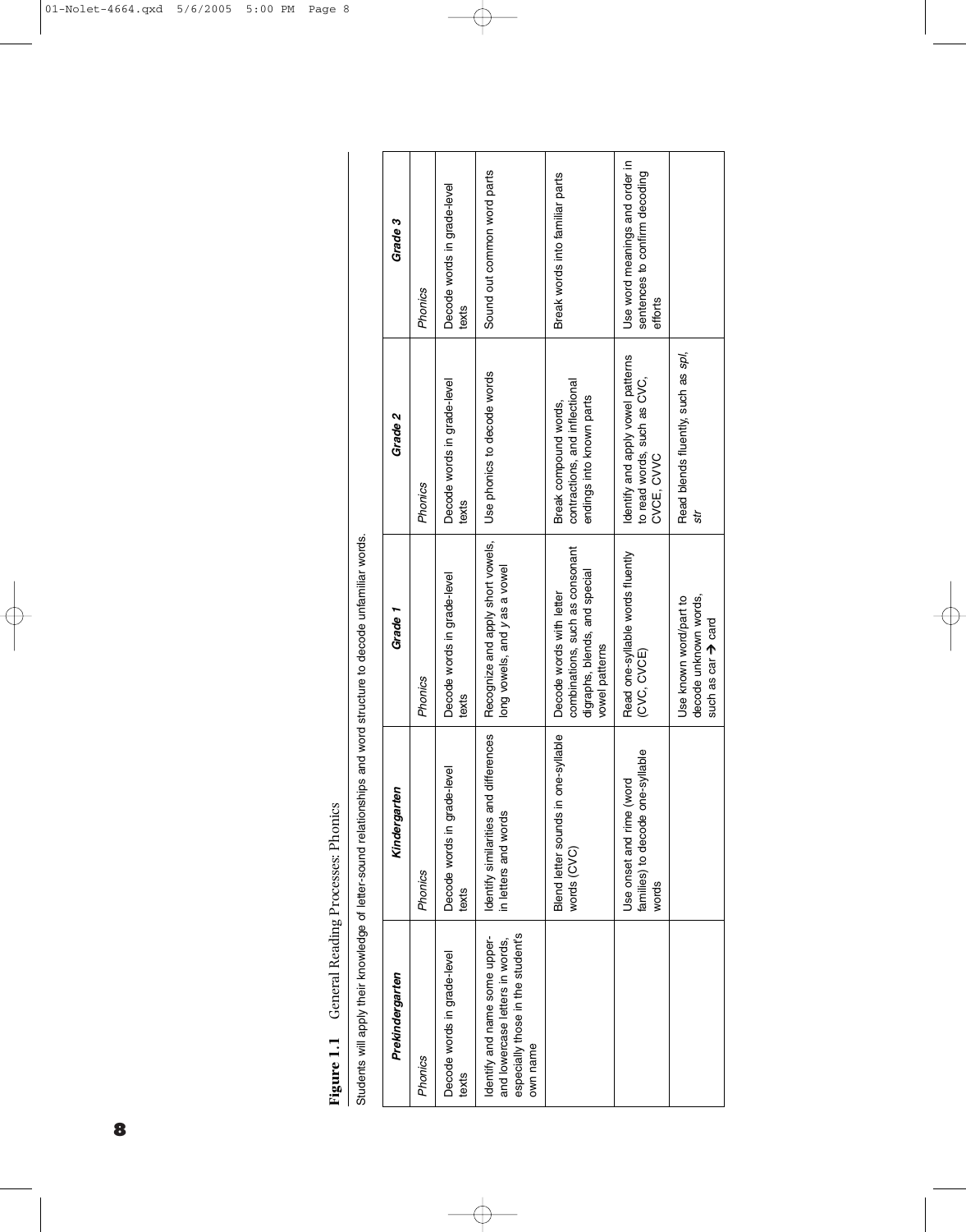**Figure 1.1** General Reading Processes: Phonics

Students will apply their knowledge of letter-sound relationships and word structure to decode unfamiliar words.

| *Prekindergarten* | *Kindergarten* | *Grade 1* | *Grade 2* | *Grade 3* |
|---|---|---|---|---|
| *Phonics* | *Phonics* | *Phonics* | *Phonics* | *Phonics* |
| Decode words in grade-level texts | Decode words in grade-level texts | Decode words in grade-level texts | Decode words in grade-level texts | Decode words in grade-level texts |
| Identify and name some upper- and lowercase letters in words, especially those in the student's own name | Identify similarities and differences in letters and words | Recognize and apply short vowels, long vowels, and *y* as a vowel | Use phonics to decode words | Sound out common word parts |
| | Blend letter sounds in one-syllable words (CVC) | Decode words with letter combinations, such as consonant digraphs, blends, and special vowel patterns | Break compound words, contractions, and inflectional endings into known parts | Break words into familiar parts |
| | Use onset and rime (word families) to decode one-syllable words | Read one-syllable words fluently (CVC, CVCE) | Identify and apply vowel patterns to read words, such as CVC, CVCE, CVVC | Use word meanings and order in sentences to confirm decoding efforts |
| | | Use known word/part to decode unknown words, such as car → card | Read blends fluently, such as *spl*, *str* | |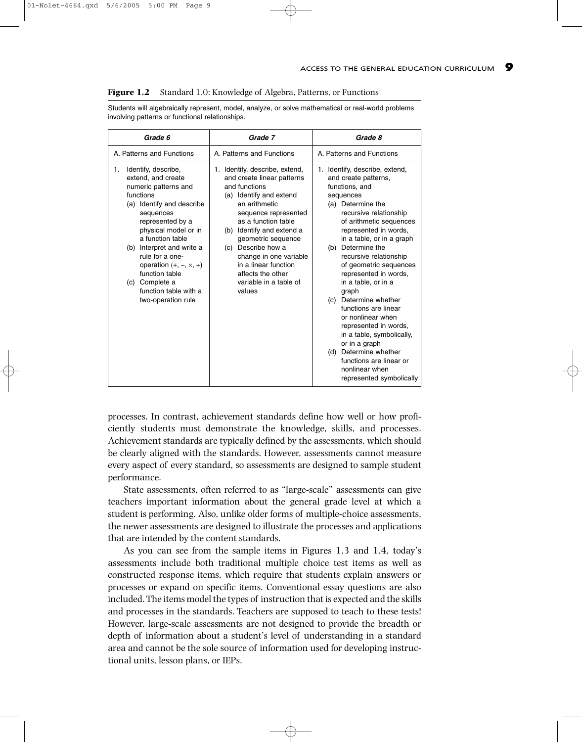**Figure 1.2** Standard 1.0: Knowledge of Algebra, Patterns, or Functions

Students will algebraically represent, model, analyze, or solve mathematical or real-world problems involving patterns or functional relationships.

| *Grade 6* | *Grade 7* | *Grade 8* |
|---|---|---|
| A. Patterns and Functions | A. Patterns and Functions | A. Patterns and Functions |
| 1. Identify, describe, extend, and create numeric patterns and functions<br>(a) Identify and describe sequences represented by a physical model or in a function table<br>(b) Interpret and write a rule for a one-operation (+, −, ×, ÷) function table<br>(c) Complete a function table with a two-operation rule | 1. Identify, describe, extend, and create linear patterns and functions<br>(a) Identify and extend an arithmetic sequence represented as a function table<br>(b) Identify and extend a geometric sequence<br>(c) Describe how a change in one variable in a linear function affects the other variable in a table of values | 1. Identify, describe, extend, and create patterns, functions, and sequences<br>(a) Determine the recursive relationship of arithmetic sequences represented in words, in a table, or in a graph<br>(b) Determine the recursive relationship of geometric sequences represented in words, in a table, or in a graph<br>(c) Determine whether functions are linear or nonlinear when represented in words, in a table, symbolically, or in a graph<br>(d) Determine whether functions are linear or nonlinear when represented symbolically |

processes. In contrast, achievement standards define how well or how proficiently students must demonstrate the knowledge, skills, and processes. Achievement standards are typically defined by the assessments, which should be clearly aligned with the standards. However, assessments cannot measure every aspect of every standard, so assessments are designed to sample student performance.

State assessments, often referred to as "large-scale" assessments can give teachers important information about the general grade level at which a student is performing. Also, unlike older forms of multiple-choice assessments, the newer assessments are designed to illustrate the processes and applications that are intended by the content standards.

As you can see from the sample items in Figures 1.3 and 1.4, today's assessments include both traditional multiple choice test items as well as constructed response items, which require that students explain answers or processes or expand on specific items. Conventional essay questions are also included. The items model the types of instruction that is expected and the skills and processes in the standards. Teachers are supposed to teach to these tests! However, large-scale assessments are not designed to provide the breadth or depth of information about a student's level of understanding in a standard area and cannot be the sole source of information used for developing instructional units, lesson plans, or IEPs.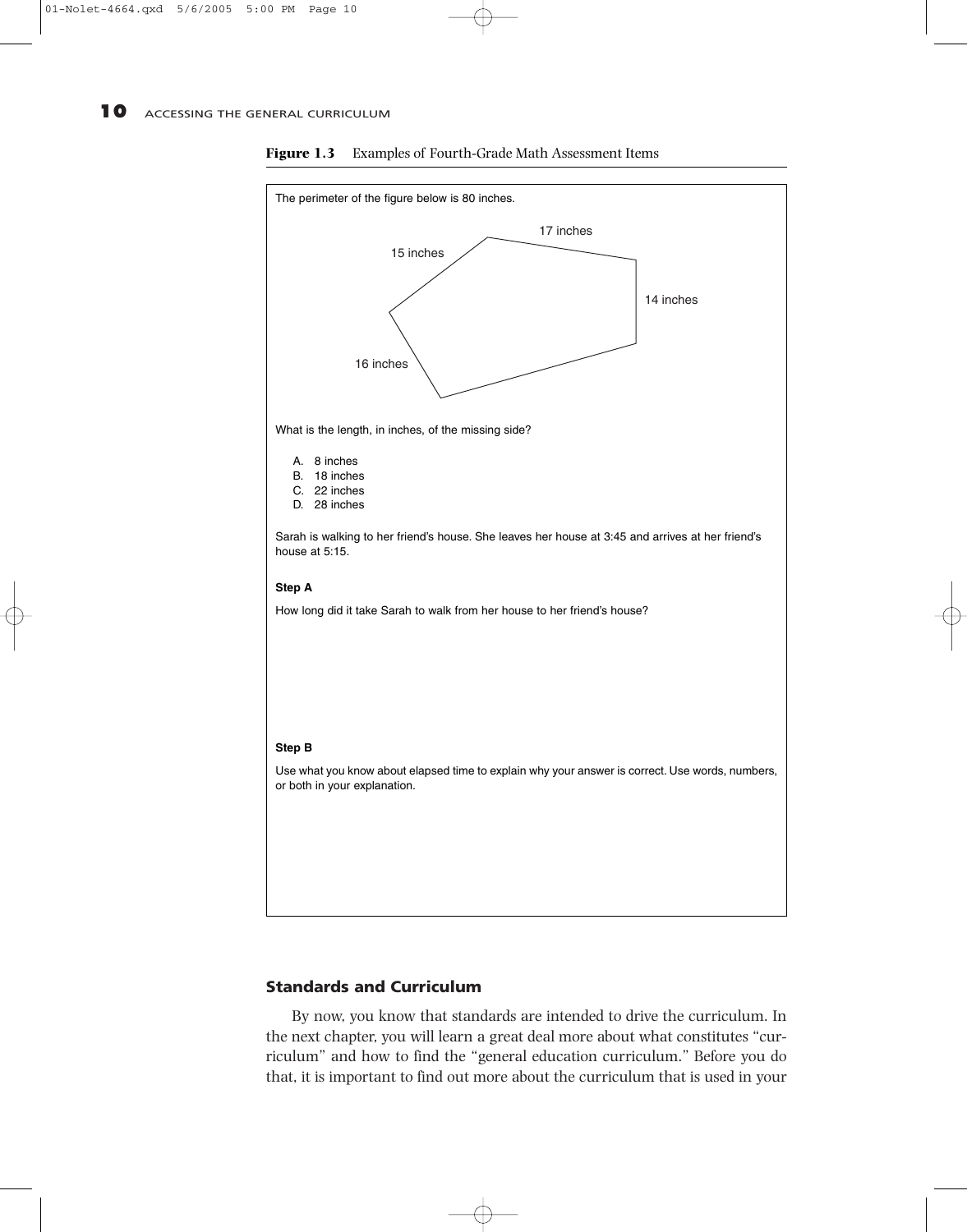**Figure 1.3** Examples of Fourth-Grade Math Assessment Items

The perimeter of the figure below is 80 inches.

17 inches

15 inches

14 inches

16 inches

What is the length, in inches, of the missing side?

A. 8 inches
B. 18 inches
C. 22 inches
D. 28 inches

Sarah is walking to her friend's house. She leaves her house at 3:45 and arrives at her friend's house at 5:15.

**Step A**

How long did it take Sarah to walk from her house to her friend's house?

**Step B**

Use what you know about elapsed time to explain why your answer is correct. Use words, numbers, or both in your explanation.

## Standards and Curriculum

By now, you know that standards are intended to drive the curriculum. In the next chapter, you will learn a great deal more about what constitutes "curriculum" and how to find the "general education curriculum." Before you do that, it is important to find out more about the curriculum that is used in your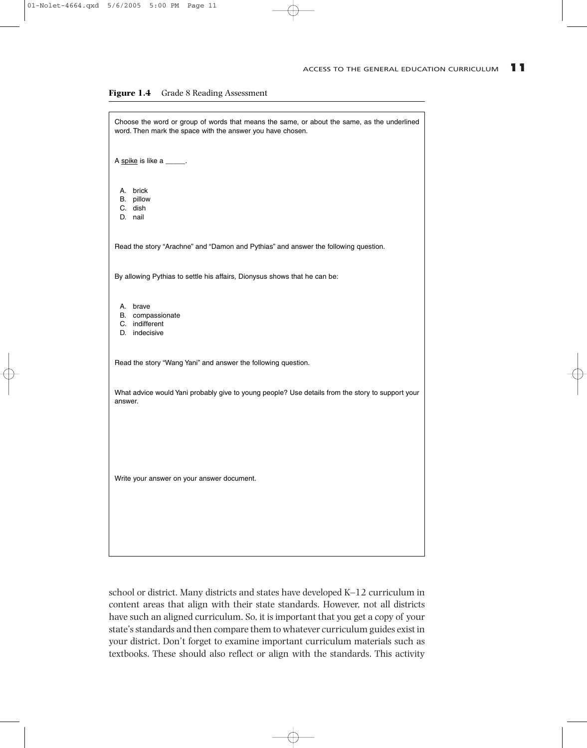**Figure 1.4** Grade 8 Reading Assessment

Choose the word or group of words that means the same, or about the same, as the underlined word. Then mark the space with the answer you have chosen.

A <u>spike</u> is like a _____.

A. brick
B. pillow
C. dish
D. nail

Read the story "Arachne" and "Damon and Pythias" and answer the following question.

By allowing Pythias to settle his affairs, Dionysus shows that he can be:

A. brave
B. compassionate
C. indifferent
D. indecisive

Read the story "Wang Yani" and answer the following question.

What advice would Yani probably give to young people? Use details from the story to support your answer.

Write your answer on your answer document.

school or district. Many districts and states have developed K–12 curriculum in content areas that align with their state standards. However, not all districts have such an aligned curriculum. So, it is important that you get a copy of your state's standards and then compare them to whatever curriculum guides exist in your district. Don't forget to examine important curriculum materials such as textbooks. These should also reflect or align with the standards. This activity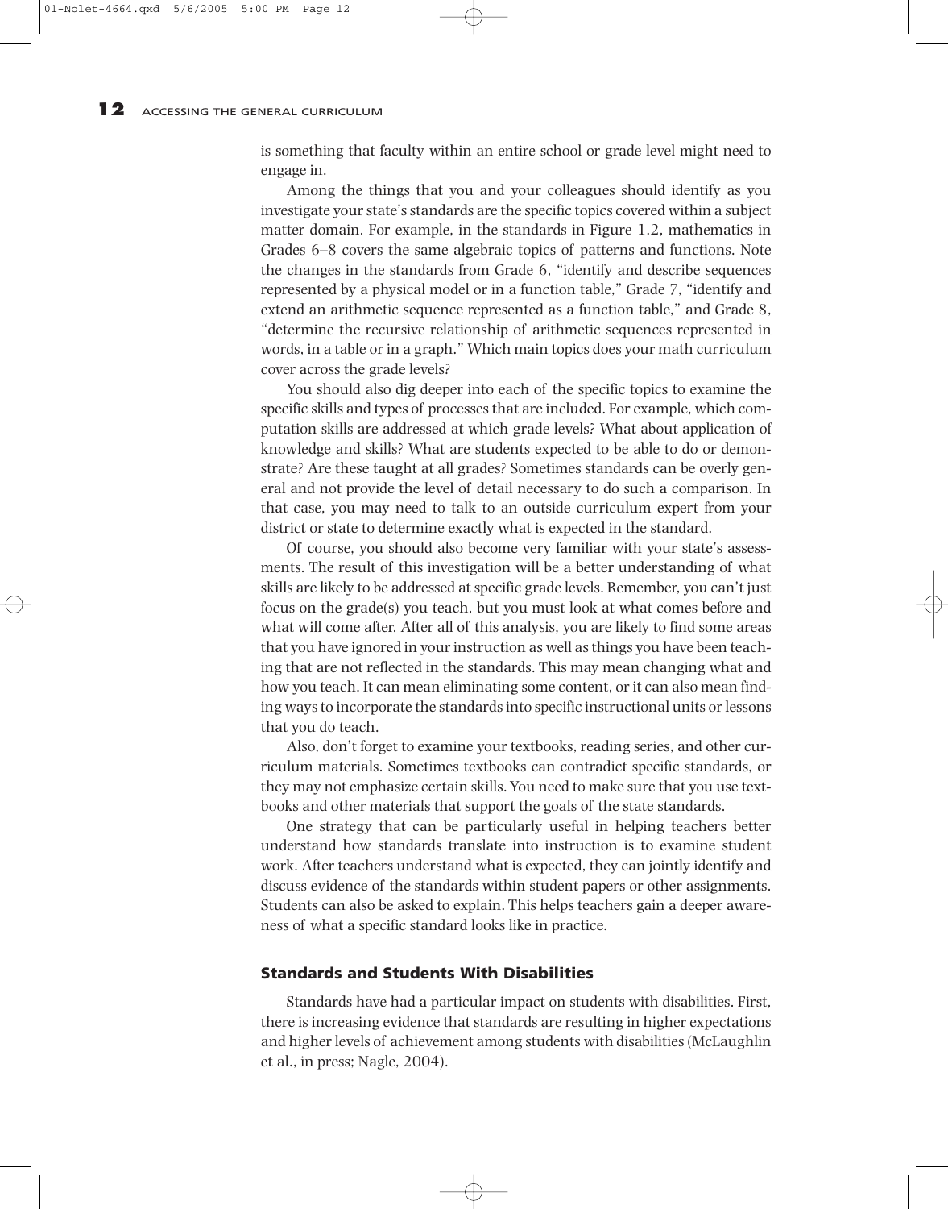is something that faculty within an entire school or grade level might need to engage in.

Among the things that you and your colleagues should identify as you investigate your state's standards are the specific topics covered within a subject matter domain. For example, in the standards in Figure 1.2, mathematics in Grades 6–8 covers the same algebraic topics of patterns and functions. Note the changes in the standards from Grade 6, "identify and describe sequences represented by a physical model or in a function table," Grade 7, "identify and extend an arithmetic sequence represented as a function table," and Grade 8, "determine the recursive relationship of arithmetic sequences represented in words, in a table or in a graph." Which main topics does your math curriculum cover across the grade levels?

You should also dig deeper into each of the specific topics to examine the specific skills and types of processes that are included. For example, which computation skills are addressed at which grade levels? What about application of knowledge and skills? What are students expected to be able to do or demonstrate? Are these taught at all grades? Sometimes standards can be overly general and not provide the level of detail necessary to do such a comparison. In that case, you may need to talk to an outside curriculum expert from your district or state to determine exactly what is expected in the standard.

Of course, you should also become very familiar with your state's assessments. The result of this investigation will be a better understanding of what skills are likely to be addressed at specific grade levels. Remember, you can't just focus on the grade(s) you teach, but you must look at what comes before and what will come after. After all of this analysis, you are likely to find some areas that you have ignored in your instruction as well as things you have been teaching that are not reflected in the standards. This may mean changing what and how you teach. It can mean eliminating some content, or it can also mean finding ways to incorporate the standards into specific instructional units or lessons that you do teach.

Also, don't forget to examine your textbooks, reading series, and other curriculum materials. Sometimes textbooks can contradict specific standards, or they may not emphasize certain skills. You need to make sure that you use textbooks and other materials that support the goals of the state standards.

One strategy that can be particularly useful in helping teachers better understand how standards translate into instruction is to examine student work. After teachers understand what is expected, they can jointly identify and discuss evidence of the standards within student papers or other assignments. Students can also be asked to explain. This helps teachers gain a deeper awareness of what a specific standard looks like in practice.

### Standards and Students With Disabilities

Standards have had a particular impact on students with disabilities. First, there is increasing evidence that standards are resulting in higher expectations and higher levels of achievement among students with disabilities (McLaughlin et al., in press; Nagle, 2004).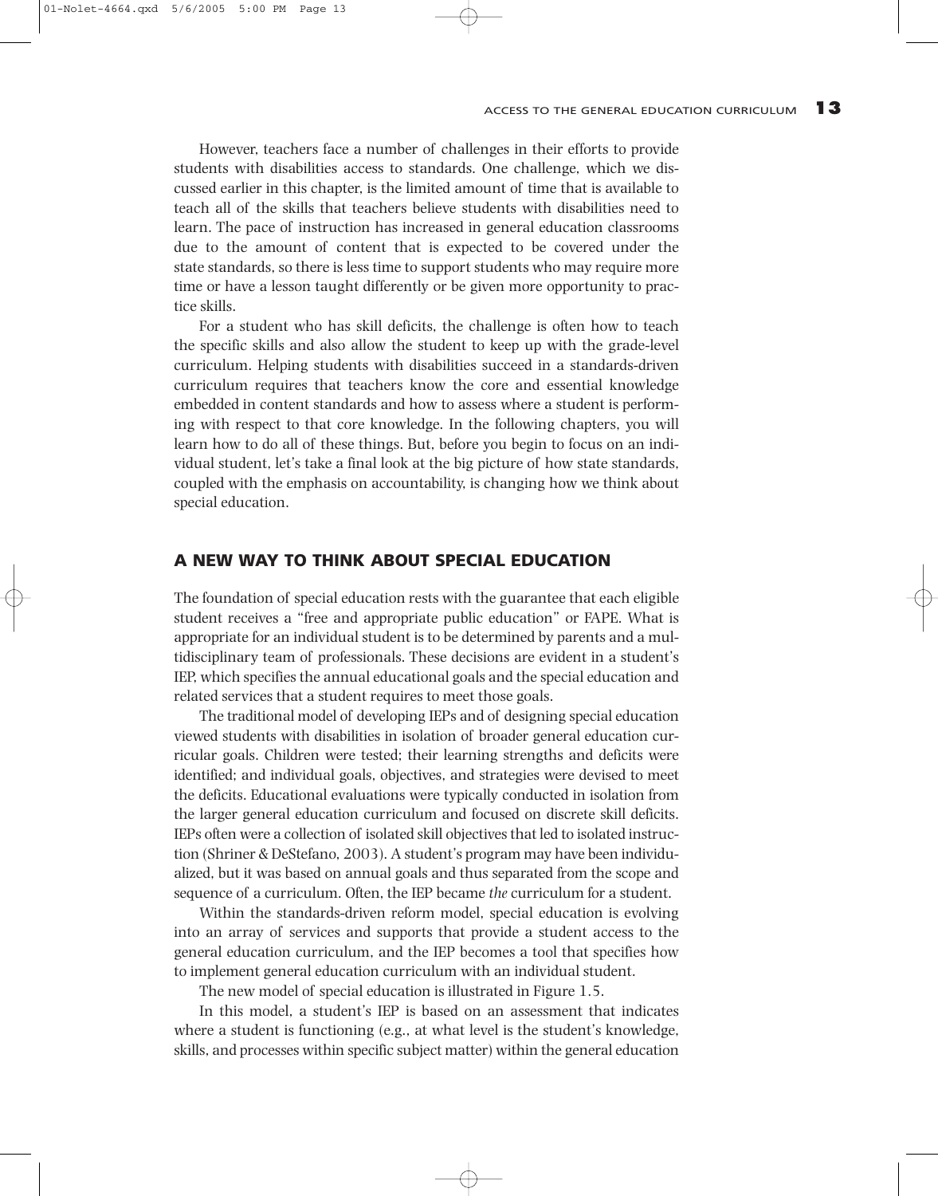However, teachers face a number of challenges in their efforts to provide students with disabilities access to standards. One challenge, which we discussed earlier in this chapter, is the limited amount of time that is available to teach all of the skills that teachers believe students with disabilities need to learn. The pace of instruction has increased in general education classrooms due to the amount of content that is expected to be covered under the state standards, so there is less time to support students who may require more time or have a lesson taught differently or be given more opportunity to practice skills.

For a student who has skill deficits, the challenge is often how to teach the specific skills and also allow the student to keep up with the grade-level curriculum. Helping students with disabilities succeed in a standards-driven curriculum requires that teachers know the core and essential knowledge embedded in content standards and how to assess where a student is performing with respect to that core knowledge. In the following chapters, you will learn how to do all of these things. But, before you begin to focus on an individual student, let's take a final look at the big picture of how state standards, coupled with the emphasis on accountability, is changing how we think about special education.

## A NEW WAY TO THINK ABOUT SPECIAL EDUCATION

The foundation of special education rests with the guarantee that each eligible student receives a "free and appropriate public education" or FAPE. What is appropriate for an individual student is to be determined by parents and a multidisciplinary team of professionals. These decisions are evident in a student's IEP, which specifies the annual educational goals and the special education and related services that a student requires to meet those goals.

The traditional model of developing IEPs and of designing special education viewed students with disabilities in isolation of broader general education curricular goals. Children were tested; their learning strengths and deficits were identified; and individual goals, objectives, and strategies were devised to meet the deficits. Educational evaluations were typically conducted in isolation from the larger general education curriculum and focused on discrete skill deficits. IEPs often were a collection of isolated skill objectives that led to isolated instruction (Shriner & DeStefano, 2003). A student's program may have been individualized, but it was based on annual goals and thus separated from the scope and sequence of a curriculum. Often, the IEP became *the* curriculum for a student.

Within the standards-driven reform model, special education is evolving into an array of services and supports that provide a student access to the general education curriculum, and the IEP becomes a tool that specifies how to implement general education curriculum with an individual student.

The new model of special education is illustrated in Figure 1.5.

In this model, a student's IEP is based on an assessment that indicates where a student is functioning (e.g., at what level is the student's knowledge, skills, and processes within specific subject matter) within the general education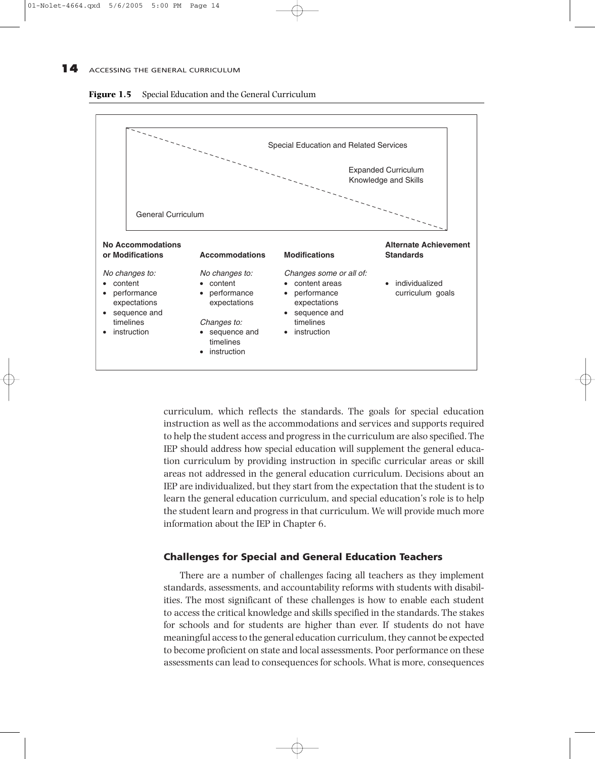**Figure 1.5** Special Education and the General Curriculum

Special Education and Related Services

Expanded Curriculum Knowledge and Skills

General Curriculum

| No Accommodations or Modifications | Accommodations | Modifications | Alternate Achievement Standards |
|---|---|---|---|
| *No changes to:*<br>• content<br>• performance expectations<br>• sequence and timelines<br>• instruction | *No changes to:*<br>• content<br>• performance expectations<br><br>*Changes to:*<br>• sequence and timelines<br>• instruction | *Changes some or all of:*<br>• content areas<br>• performance expectations<br>• sequence and timelines<br>• instruction | • individualized curriculum goals |

curriculum, which reflects the standards. The goals for special education instruction as well as the accommodations and services and supports required to help the student access and progress in the curriculum are also specified. The IEP should address how special education will supplement the general education curriculum by providing instruction in specific curricular areas or skill areas not addressed in the general education curriculum. Decisions about an IEP are individualized, but they start from the expectation that the student is to learn the general education curriculum, and special education's role is to help the student learn and progress in that curriculum. We will provide much more information about the IEP in Chapter 6.

### Challenges for Special and General Education Teachers

There are a number of challenges facing all teachers as they implement standards, assessments, and accountability reforms with students with disabilities. The most significant of these challenges is how to enable each student to access the critical knowledge and skills specified in the standards. The stakes for schools and for students are higher than ever. If students do not have meaningful access to the general education curriculum, they cannot be expected to become proficient on state and local assessments. Poor performance on these assessments can lead to consequences for schools. What is more, consequences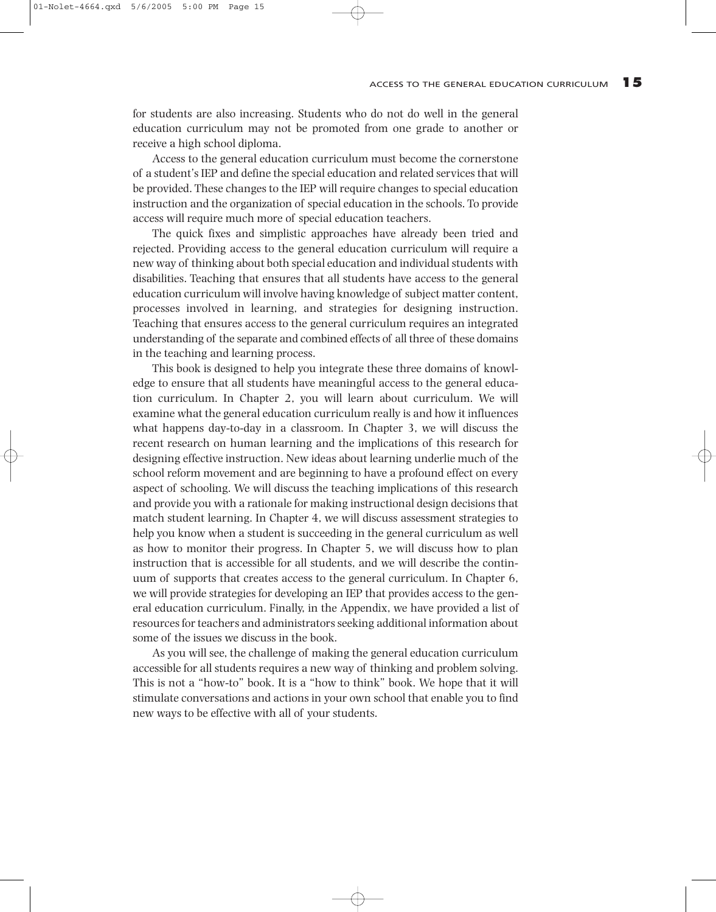for students are also increasing. Students who do not do well in the general education curriculum may not be promoted from one grade to another or receive a high school diploma.

Access to the general education curriculum must become the cornerstone of a student's IEP and define the special education and related services that will be provided. These changes to the IEP will require changes to special education instruction and the organization of special education in the schools. To provide access will require much more of special education teachers.

The quick fixes and simplistic approaches have already been tried and rejected. Providing access to the general education curriculum will require a new way of thinking about both special education and individual students with disabilities. Teaching that ensures that all students have access to the general education curriculum will involve having knowledge of subject matter content, processes involved in learning, and strategies for designing instruction. Teaching that ensures access to the general curriculum requires an integrated understanding of the separate and combined effects of all three of these domains in the teaching and learning process.

This book is designed to help you integrate these three domains of knowledge to ensure that all students have meaningful access to the general education curriculum. In Chapter 2, you will learn about curriculum. We will examine what the general education curriculum really is and how it influences what happens day-to-day in a classroom. In Chapter 3, we will discuss the recent research on human learning and the implications of this research for designing effective instruction. New ideas about learning underlie much of the school reform movement and are beginning to have a profound effect on every aspect of schooling. We will discuss the teaching implications of this research and provide you with a rationale for making instructional design decisions that match student learning. In Chapter 4, we will discuss assessment strategies to help you know when a student is succeeding in the general curriculum as well as how to monitor their progress. In Chapter 5, we will discuss how to plan instruction that is accessible for all students, and we will describe the continuum of supports that creates access to the general curriculum. In Chapter 6, we will provide strategies for developing an IEP that provides access to the general education curriculum. Finally, in the Appendix, we have provided a list of resources for teachers and administrators seeking additional information about some of the issues we discuss in the book.

As you will see, the challenge of making the general education curriculum accessible for all students requires a new way of thinking and problem solving. This is not a "how-to" book. It is a "how to think" book. We hope that it will stimulate conversations and actions in your own school that enable you to find new ways to be effective with all of your students.